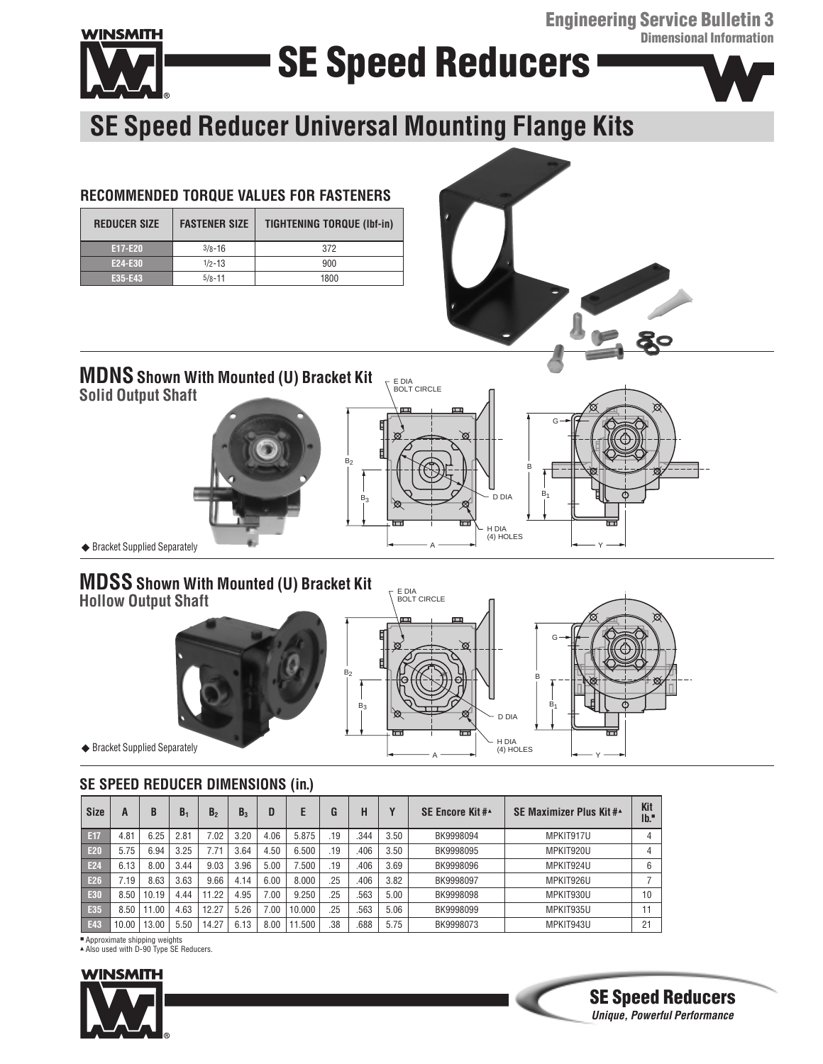# SE Speed Reducers

Engineering Service Bulletin 3
Dimensional Information

## SE Speed Reducer Universal Mounting Flange Kits

### RECOMMENDED TORQUE VALUES FOR FASTENERS

| REDUCER SIZE | FASTENER SIZE | TIGHTENING TORQUE (lbf-in) |
|---|---|---|
| E17-E20 | 3/8-16 | 372 |
| E24-E30 | 1/2-13 | 900 |
| E35-E43 | 5/8-11 | 1800 |

## MDNS Shown With Mounted (U) Bracket Kit

**Solid Output Shaft**

◆ Bracket Supplied Separately

E DIA BOLT CIRCLE, $B_2$, $B_3$, D DIA, H DIA (4) HOLES, A, G, B, $B_1$, Y

## MDSS Shown With Mounted (U) Bracket Kit

**Hollow Output Shaft**

◆ Bracket Supplied Separately

E DIA BOLT CIRCLE, $B_2$, $B_3$, D DIA, H DIA (4) HOLES, A, G, B, $B_1$, Y

### SE SPEED REDUCER DIMENSIONS (in.)

| Size | A | B | $B_1$ | $B_2$ | $B_3$ | D | E | G | H | Y | SE Encore Kit #▲ | SE Maximizer Plus Kit #▲ | Kit lb.■ |
|---|---|---|---|---|---|---|---|---|---|---|---|---|---|
| E17 | 4.81 | 6.25 | 2.81 | 7.02 | 3.20 | 4.06 | 5.875 | .19 | .344 | 3.50 | BK9998094 | MPKIT917U | 4 |
| E20 | 5.75 | 6.94 | 3.25 | 7.71 | 3.64 | 4.50 | 6.500 | .19 | .406 | 3.50 | BK9998095 | MPKIT920U | 4 |
| E24 | 6.13 | 8.00 | 3.44 | 9.03 | 3.96 | 5.00 | 7.500 | .19 | .406 | 3.69 | BK9998096 | MPKIT924U | 6 |
| E26 | 7.19 | 8.63 | 3.63 | 9.66 | 4.14 | 6.00 | 8.000 | .25 | .406 | 3.82 | BK9998097 | MPKIT926U | 7 |
| E30 | 8.50 | 10.19 | 4.44 | 11.22 | 4.95 | 7.00 | 9.250 | .25 | .563 | 5.00 | BK9998098 | MPKIT930U | 10 |
| E35 | 8.50 | 11.00 | 4.63 | 12.27 | 5.26 | 7.00 | 10.000 | .25 | .563 | 5.06 | BK9998099 | MPKIT935U | 11 |
| E43 | 10.00 | 13.00 | 5.50 | 14.27 | 6.13 | 8.00 | 11.500 | .38 | .688 | 5.75 | BK9998073 | MPKIT943U | 21 |

■ Approximate shipping weights
▲ Also used with D-90 Type SE Reducers.

**SE Speed Reducers**
*Unique, Powerful Performance*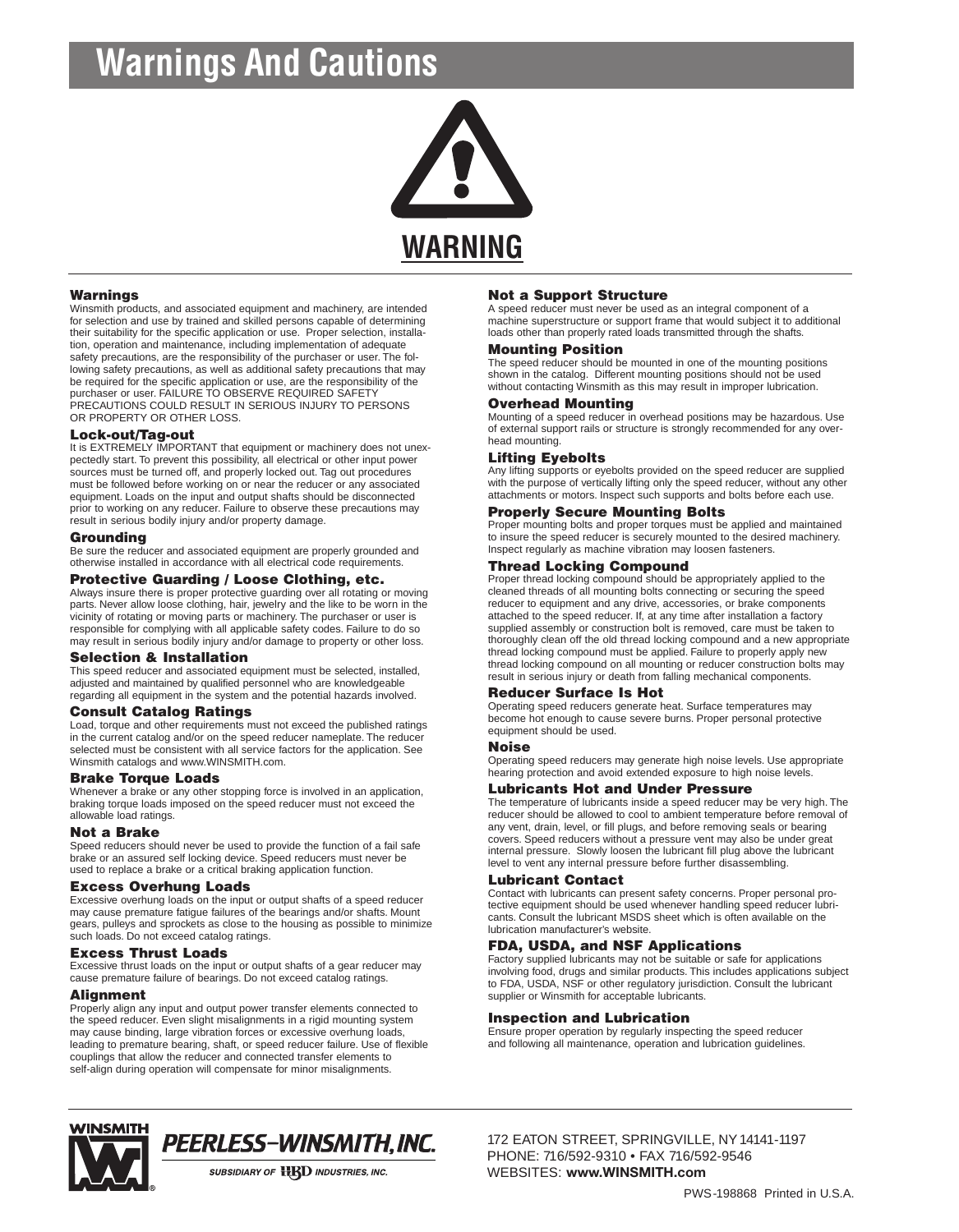# Warnings And Cautions

**WARNING**

### Warnings

Winsmith products, and associated equipment and machinery, are intended for selection and use by trained and skilled persons capable of determining their suitability for the specific application or use. Proper selection, installation, operation and maintenance, including implementation of adequate safety precautions, are the responsibility of the purchaser or user. The following safety precautions, as well as additional safety precautions that may be required for the specific application or use, are the responsibility of the purchaser or user. FAILURE TO OBSERVE REQUIRED SAFETY PRECAUTIONS COULD RESULT IN SERIOUS INJURY TO PERSONS OR PROPERTY OR OTHER LOSS.

### Lock-out/Tag-out

It is EXTREMELY IMPORTANT that equipment or machinery does not unexpectedly start. To prevent this possibility, all electrical or other input power sources must be turned off, and properly locked out. Tag out procedures must be followed before working on or near the reducer or any associated equipment. Loads on the input and output shafts should be disconnected prior to working on any reducer. Failure to observe these precautions may result in serious bodily injury and/or property damage.

### Grounding

Be sure the reducer and associated equipment are properly grounded and otherwise installed in accordance with all electrical code requirements.

### Protective Guarding / Loose Clothing, etc.

Always insure there is proper protective guarding over all rotating or moving parts. Never allow loose clothing, hair, jewelry and the like to be worn in the vicinity of rotating or moving parts or machinery. The purchaser or user is responsible for complying with all applicable safety codes. Failure to do so may result in serious bodily injury and/or damage to property or other loss.

### Selection & Installation

This speed reducer and associated equipment must be selected, installed, adjusted and maintained by qualified personnel who are knowledgeable regarding all equipment in the system and the potential hazards involved.

### Consult Catalog Ratings

Load, torque and other requirements must not exceed the published ratings in the current catalog and/or on the speed reducer nameplate. The reducer selected must be consistent with all service factors for the application. See Winsmith catalogs and www.WINSMITH.com.

### Brake Torque Loads

Whenever a brake or any other stopping force is involved in an application, braking torque loads imposed on the speed reducer must not exceed the allowable load ratings.

### Not a Brake

Speed reducers should never be used to provide the function of a fail safe brake or an assured self locking device. Speed reducers must never be used to replace a brake or a critical braking application function.

### Excess Overhung Loads

Excessive overhung loads on the input or output shafts of a speed reducer may cause premature fatigue failures of the bearings and/or shafts. Mount gears, pulleys and sprockets as close to the housing as possible to minimize such loads. Do not exceed catalog ratings.

### Excess Thrust Loads

Excessive thrust loads on the input or output shafts of a gear reducer may cause premature failure of bearings. Do not exceed catalog ratings.

### Alignment

Properly align any input and output power transfer elements connected to the speed reducer. Even slight misalignments in a rigid mounting system may cause binding, large vibration forces or excessive overhung loads, leading to premature bearing, shaft, or speed reducer failure. Use of flexible couplings that allow the reducer and connected transfer elements to self-align during operation will compensate for minor misalignments.

### Not a Support Structure

A speed reducer must never be used as an integral component of a machine superstructure or support frame that would subject it to additional loads other than properly rated loads transmitted through the shafts.

### Mounting Position

The speed reducer should be mounted in one of the mounting positions shown in the catalog. Different mounting positions should not be used without contacting Winsmith as this may result in improper lubrication.

### Overhead Mounting

Mounting of a speed reducer in overhead positions may be hazardous. Use of external support rails or structure is strongly recommended for any overhead mounting.

### Lifting Eyebolts

Any lifting supports or eyebolts provided on the speed reducer are supplied with the purpose of vertically lifting only the speed reducer, without any other attachments or motors. Inspect such supports and bolts before each use.

### Properly Secure Mounting Bolts

Proper mounting bolts and proper torques must be applied and maintained to insure the speed reducer is securely mounted to the desired machinery. Inspect regularly as machine vibration may loosen fasteners.

### Thread Locking Compound

Proper thread locking compound should be appropriately applied to the cleaned threads of all mounting bolts connecting or securing the speed reducer to equipment and any drive, accessories, or brake components attached to the speed reducer. If, at any time after installation a factory supplied assembly or construction bolt is removed, care must be taken to thoroughly clean off the old thread locking compound and a new appropriate thread locking compound must be applied. Failure to properly apply new thread locking compound on all mounting or reducer construction bolts may result in serious injury or death from falling mechanical components.

### Reducer Surface Is Hot

Operating speed reducers generate heat. Surface temperatures may become hot enough to cause severe burns. Proper personal protective equipment should be used.

### Noise

Operating speed reducers may generate high noise levels. Use appropriate hearing protection and avoid extended exposure to high noise levels.

### Lubricants Hot and Under Pressure

The temperature of lubricants inside a speed reducer may be very high. The reducer should be allowed to cool to ambient temperature before removal of any vent, drain, level, or fill plugs, and before removing seals or bearing covers. Speed reducers without a pressure vent may also be under great internal pressure. Slowly loosen the lubricant fill plug above the lubricant level to vent any internal pressure before further disassembling.

### Lubricant Contact

Contact with lubricants can present safety concerns. Proper personal protective equipment should be used whenever handling speed reducer lubricants. Consult the lubricant MSDS sheet which is often available on the lubrication manufacturer's website.

### FDA, USDA, and NSF Applications

Factory supplied lubricants may not be suitable or safe for applications involving food, drugs and similar products. This includes applications subject to FDA, USDA, NSF or other regulatory jurisdiction. Consult the lubricant supplier or Winsmith for acceptable lubricants.

### Inspection and Lubrication

Ensure proper operation by regularly inspecting the speed reducer and following all maintenance, operation and lubrication guidelines.

WINSMITH

PEERLESS-WINSMITH, INC.

SUBSIDIARY OF HBD INDUSTRIES, INC.

172 EATON STREET, SPRINGVILLE, NY 14141-1197
PHONE: 716/592-9310 • FAX 716/592-9546
WEBSITES: **www.WINSMITH.com**

PWS-198868 Printed in U.S.A.